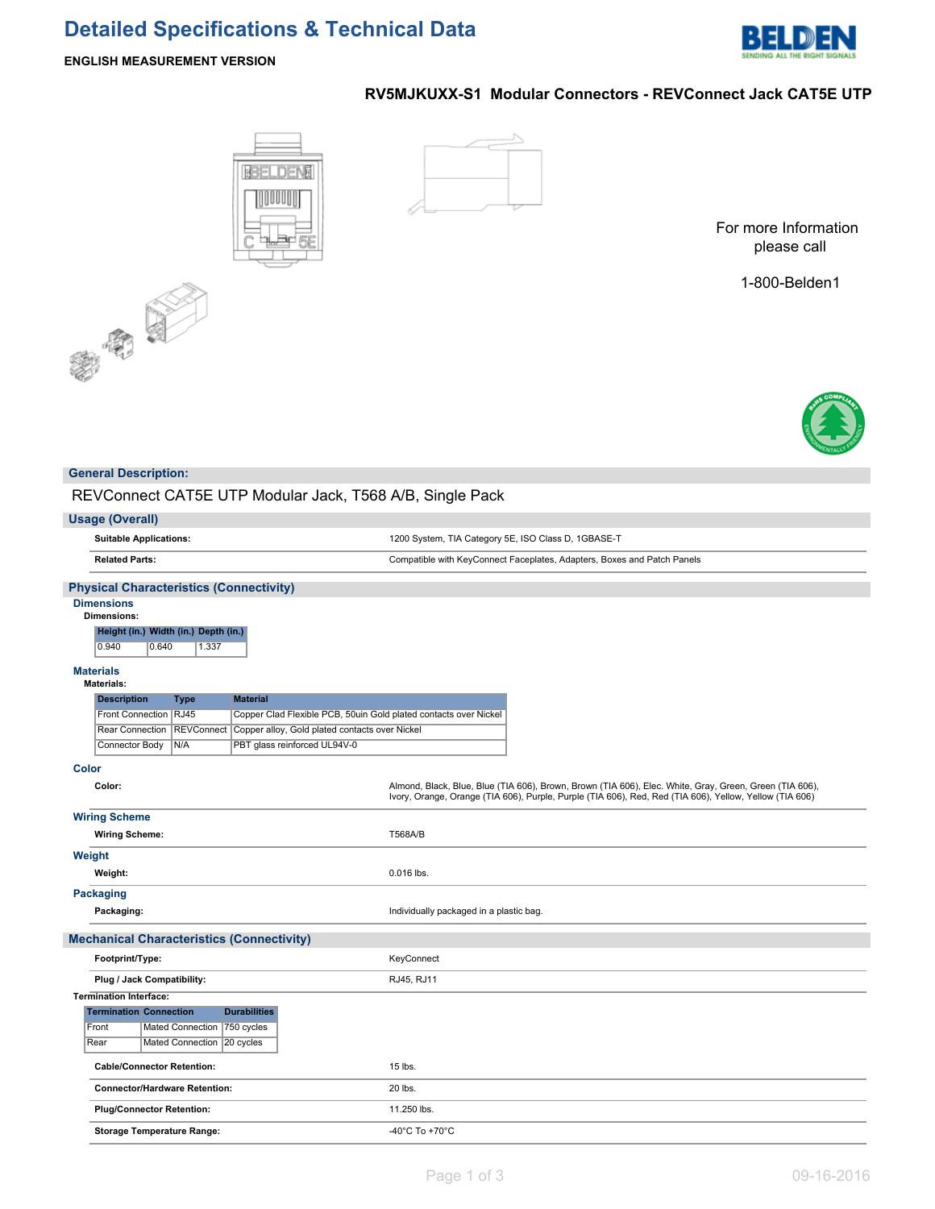# Detailed Specifications & Technical Data

**ENGLISH MEASUREMENT VERSION**

## RV5MJKUXX-S1 Modular Connectors - REVConnect Jack CAT5E UTP

For more Information please call

1-800-Belden1

## General Description:

REVConnect CAT5E UTP Modular Jack, T568 A/B, Single Pack

## Usage (Overall)

| | |
|---|---|
| **Suitable Applications:** | 1200 System, TIA Category 5E, ISO Class D, 1GBASE-T |
| **Related Parts:** | Compatible with KeyConnect Faceplates, Adapters, Boxes and Patch Panels |

## Physical Characteristics (Connectivity)

### Dimensions

**Dimensions:**

| Height (in.) | Width (in.) | Depth (in.) |
|---|---|---|
| 0.940 | 0.640 | 1.337 |

### Materials

**Materials:**

| Description | Type | Material |
|---|---|---|
| Front Connection | RJ45 | Copper Clad Flexible PCB, 50uin Gold plated contacts over Nickel |
| Rear Connection | REVConnect | Copper alloy, Gold plated contacts over Nickel |
| Connector Body | N/A | PBT glass reinforced UL94V-0 |

### Color

| | |
|---|---|
| **Color:** | Almond, Black, Blue, Blue (TIA 606), Brown, Brown (TIA 606), Elec. White, Gray, Green, Green (TIA 606), Ivory, Orange, Orange (TIA 606), Purple, Purple (TIA 606), Red, Red (TIA 606), Yellow, Yellow (TIA 606) |

### Wiring Scheme

| | |
|---|---|
| **Wiring Scheme:** | T568A/B |

### Weight

| | |
|---|---|
| **Weight:** | 0.016 lbs. |

### Packaging

| | |
|---|---|
| **Packaging:** | Individually packaged in a plastic bag. |

## Mechanical Characteristics (Connectivity)

| | |
|---|---|
| **Footprint/Type:** | KeyConnect |
| **Plug / Jack Compatibility:** | RJ45, RJ11 |

**Termination Interface:**

| Termination | Connection | Durabilities |
|---|---|---|
| Front | Mated Connection | 750 cycles |
| Rear | Mated Connection | 20 cycles |

| | |
|---|---|
| **Cable/Connector Retention:** | 15 lbs. |
| **Connector/Hardware Retention:** | 20 lbs. |
| **Plug/Connector Retention:** | 11.250 lbs. |
| **Storage Temperature Range:** | -40°C To +70°C |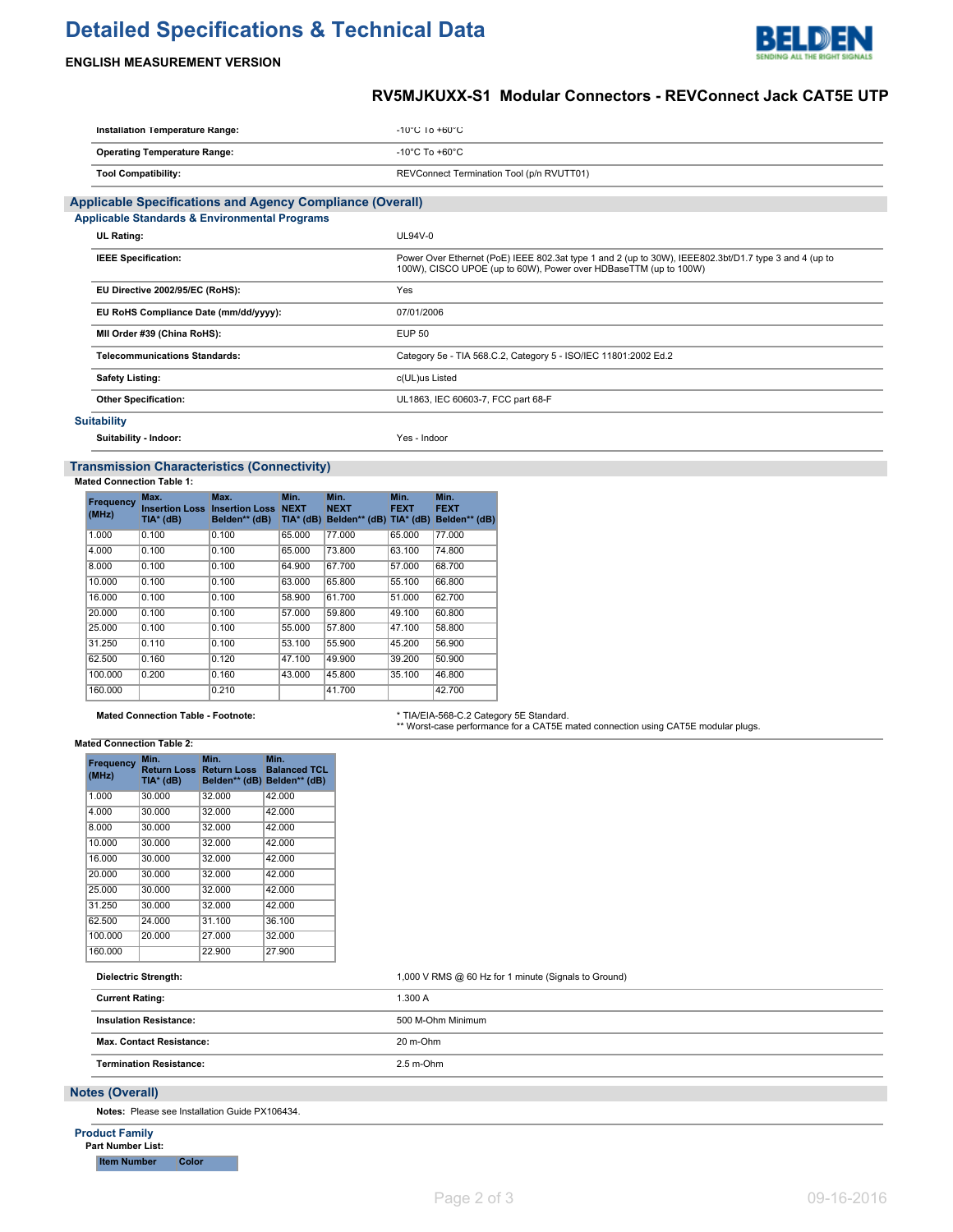# Detailed Specifications & Technical Data

**ENGLISH MEASUREMENT VERSION**

## RV5MJKUXX-S1 Modular Connectors - REVConnect Jack CAT5E UTP

| | |
|---|---|
| **Installation Temperature Range:** | -10°C To +60°C |
| **Operating Temperature Range:** | -10°C To +60°C |
| **Tool Compatibility:** | REVConnect Termination Tool (p/n RVUTT01) |

## Applicable Specifications and Agency Compliance (Overall)

### Applicable Standards & Environmental Programs

| | |
|---|---|
| **UL Rating:** | UL94V-0 |
| **IEEE Specification:** | Power Over Ethernet (PoE) IEEE 802.3at type 1 and 2 (up to 30W), IEEE802.3bt/D1.7 type 3 and 4 (up to 100W), CISCO UPOE (up to 60W), Power over HDBaseTTM (up to 100W) |
| **EU Directive 2002/95/EC (RoHS):** | Yes |
| **EU RoHS Compliance Date (mm/dd/yyyy):** | 07/01/2006 |
| **MII Order #39 (China RoHS):** | EUP 50 |
| **Telecommunications Standards:** | Category 5e - TIA 568.C.2, Category 5 - ISO/IEC 11801:2002 Ed.2 |
| **Safety Listing:** | c(UL)us Listed |
| **Other Specification:** | UL1863, IEC 60603-7, FCC part 68-F |

### Suitability

| | |
|---|---|
| **Suitability - Indoor:** | Yes - Indoor |

## Transmission Characteristics (Connectivity)

**Mated Connection Table 1:**

| Frequency (MHz) | Max. Insertion Loss TIA* (dB) | Max. Insertion Loss Belden** (dB) | Min. NEXT TIA* (dB) | Min. NEXT Belden** (dB) | Min. FEXT TIA* (dB) | Min. FEXT Belden** (dB) |
|---|---|---|---|---|---|---|
| 1.000 | 0.100 | 0.100 | 65.000 | 77.000 | 65.000 | 77.000 |
| 4.000 | 0.100 | 0.100 | 65.000 | 73.800 | 63.100 | 74.800 |
| 8.000 | 0.100 | 0.100 | 64.900 | 67.700 | 57.000 | 68.700 |
| 10.000 | 0.100 | 0.100 | 63.000 | 65.800 | 55.100 | 66.800 |
| 16.000 | 0.100 | 0.100 | 58.900 | 61.700 | 51.000 | 62.700 |
| 20.000 | 0.100 | 0.100 | 57.000 | 59.800 | 49.100 | 60.800 |
| 25.000 | 0.100 | 0.100 | 55.000 | 57.800 | 47.100 | 58.800 |
| 31.250 | 0.110 | 0.100 | 53.100 | 55.900 | 45.200 | 56.900 |
| 62.500 | 0.160 | 0.120 | 47.100 | 49.900 | 39.200 | 50.900 |
| 100.000 | 0.200 | 0.160 | 43.000 | 45.800 | 35.100 | 46.800 |
| 160.000 | | 0.210 | | 41.700 | | 42.700 |

| | |
|---|---|
| **Mated Connection Table - Footnote:** | * TIA/EIA-568-C.2 Category 5E Standard.<br>** Worst-case performance for a CAT5E mated connection using CAT5E modular plugs. |

**Mated Connection Table 2:**

| Frequency (MHz) | Min. Return Loss TIA* (dB) | Min. Return Loss Belden** (dB) | Min. Balanced TCL Belden** (dB) |
|---|---|---|---|
| 1.000 | 30.000 | 32.000 | 42.000 |
| 4.000 | 30.000 | 32.000 | 42.000 |
| 8.000 | 30.000 | 32.000 | 42.000 |
| 10.000 | 30.000 | 32.000 | 42.000 |
| 16.000 | 30.000 | 32.000 | 42.000 |
| 20.000 | 30.000 | 32.000 | 42.000 |
| 25.000 | 30.000 | 32.000 | 42.000 |
| 31.250 | 30.000 | 32.000 | 42.000 |
| 62.500 | 24.000 | 31.100 | 36.100 |
| 100.000 | 20.000 | 27.000 | 32.000 |
| 160.000 | | 22.900 | 27.900 |

| | |
|---|---|
| **Dielectric Strength:** | 1,000 V RMS @ 60 Hz for 1 minute (Signals to Ground) |
| **Current Rating:** | 1.300 A |
| **Insulation Resistance:** | 500 M-Ohm Minimum |
| **Max. Contact Resistance:** | 20 m-Ohm |
| **Termination Resistance:** | 2.5 m-Ohm |

## Notes (Overall)

**Notes:** Please see Installation Guide PX106434.

### Product Family

**Part Number List:**

| Item Number | Color |
|---|---|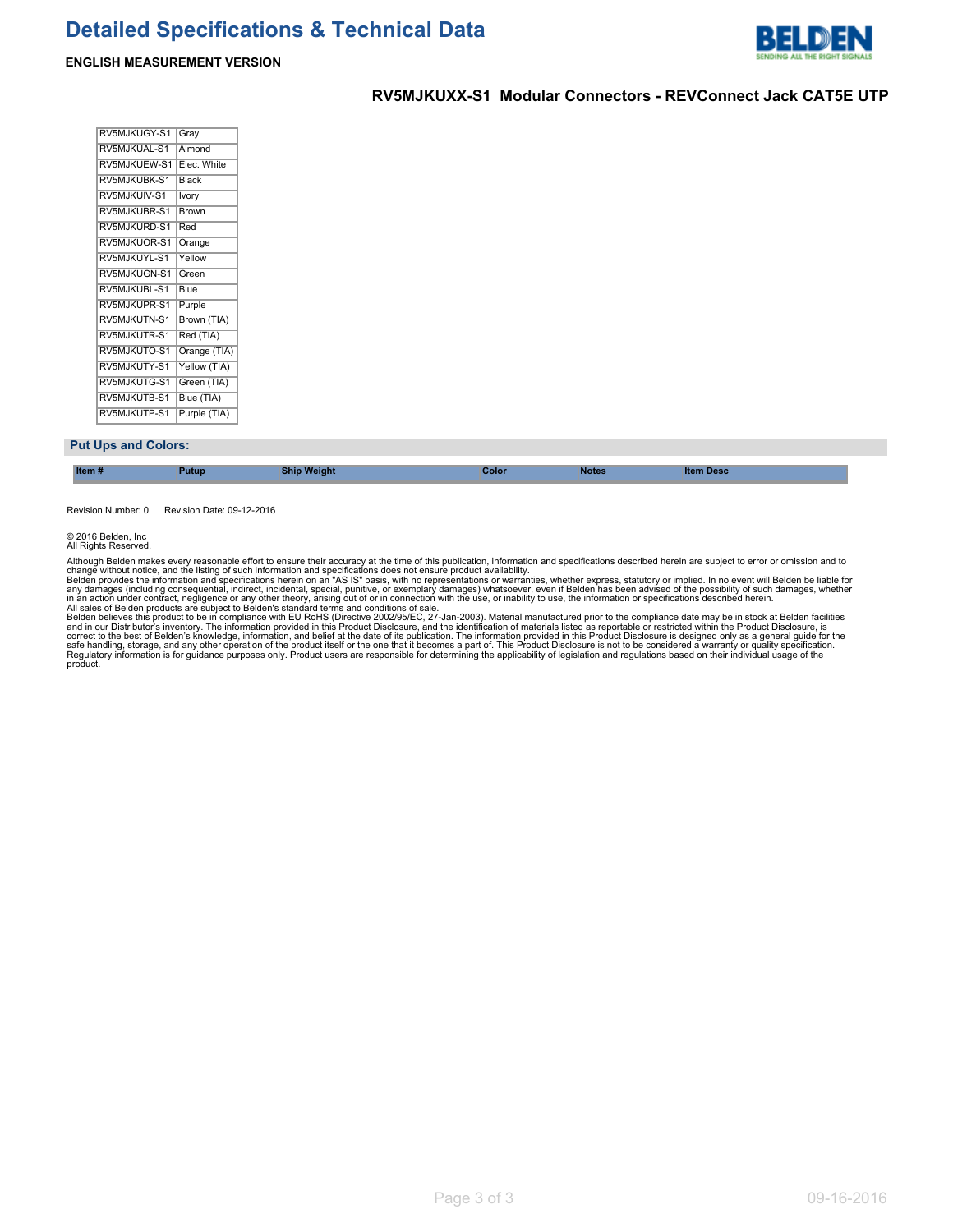# Detailed Specifications & Technical Data

**ENGLISH MEASUREMENT VERSION**

### RV5MJKUXX-S1 Modular Connectors - REVConnect Jack CAT5E UTP

| | |
|---|---|
| RV5MJKUGY-S1 | Gray |
| RV5MJKUAL-S1 | Almond |
| RV5MJKUEW-S1 | Elec. White |
| RV5MJKUBK-S1 | Black |
| RV5MJKUIV-S1 | Ivory |
| RV5MJKUBR-S1 | Brown |
| RV5MJKURD-S1 | Red |
| RV5MJKUOR-S1 | Orange |
| RV5MJKUYL-S1 | Yellow |
| RV5MJKUGN-S1 | Green |
| RV5MJKUBL-S1 | Blue |
| RV5MJKUPR-S1 | Purple |
| RV5MJKUTN-S1 | Brown (TIA) |
| RV5MJKUTR-S1 | Red (TIA) |
| RV5MJKUTO-S1 | Orange (TIA) |
| RV5MJKUTY-S1 | Yellow (TIA) |
| RV5MJKUTG-S1 | Green (TIA) |
| RV5MJKUTB-S1 | Blue (TIA) |
| RV5MJKUTP-S1 | Purple (TIA) |

## Put Ups and Colors:

| Item # | Putup | Ship Weight | Color | Notes | Item Desc |
|---|---|---|---|---|---|

Revision Number: 0 Revision Date: 09-12-2016

© 2016 Belden, Inc
All Rights Reserved.

Although Belden makes every reasonable effort to ensure their accuracy at the time of this publication, information and specifications described herein are subject to error or omission and to change without notice, and the listing of such information and specifications does not ensure product availability.
Belden provides the information and specifications herein on an "AS IS" basis, with no representations or warranties, whether express, statutory or implied. In no event will Belden be liable for any damages (including consequential, indirect, incidental, special, punitive, or exemplary damages) whatsoever, even if Belden has been advised of the possibility of such damages, whether in an action under contract, negligence or any other theory, arising out of or in connection with the use, or inability to use, the information or specifications described herein.
All sales of Belden products are subject to Belden's standard terms and conditions of sale.
Belden believes this product to be in compliance with EU RoHS (Directive 2002/95/EC, 27-Jan-2003). Material manufactured prior to the compliance date may be in stock at Belden facilities and in our Distributor's inventory. The information provided in this Product Disclosure, and the identification of materials listed as reportable or restricted within the Product Disclosure, is correct to the best of Belden's knowledge, information, and belief at the date of its publication. The information provided in this Product Disclosure is designed only as a general guide for the safe handling, storage, and any other operation of the product itself or the one that it becomes a part of. This Product Disclosure is not to be considered a warranty or quality specification. Regulatory information is for guidance purposes only. Product users are responsible for determining the applicability of legislation and regulations based on their individual usage of the product.